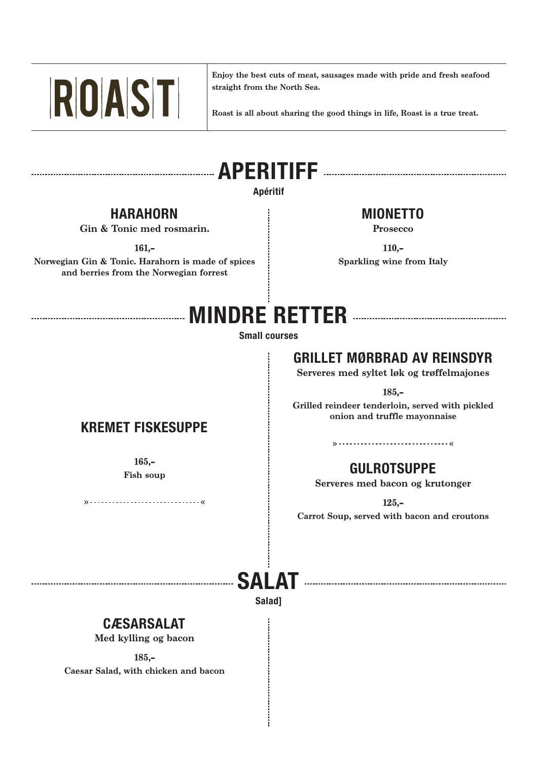# ROAST

**Enjoy the best cuts of meat, sausages made with pride and fresh seafood straight from the North Sea.**

**Roast is all about sharing the good things in life, Roast is a true treat.**

## APERITIFF

**Apéritif**

### HARAHORN

**Gin & Tonic med rosmarin.**

**161,-**

**Norwegian Gin & Tonic. Harahorn is made of spices and berries from the Norwegian forrest**

### MIONETTO

**Prosecco**

**110,-**

**Sparkling wine from Italy**

## MINDRE RETTER

**Small courses**

### KREMET FISKESUPPE

**165,-**

**Fish soup**

### GRILLET MØRBRAD AV REINSDYR

**Serveres med syltet løk og trøffelmajones**

**185,-**

**Grilled reindeer tenderloin, served with pickled onion and truffle mayonnaise**

### GULROTSUPPE

**Serveres med bacon og krutonger**

**125,-**

**Carrot Soup, served with bacon and croutons**

## SALAT

**Salad]**

### CÆSARSALAT

**Med kylling og bacon**

**185,-**

**Caesar Salad, with chicken and bacon**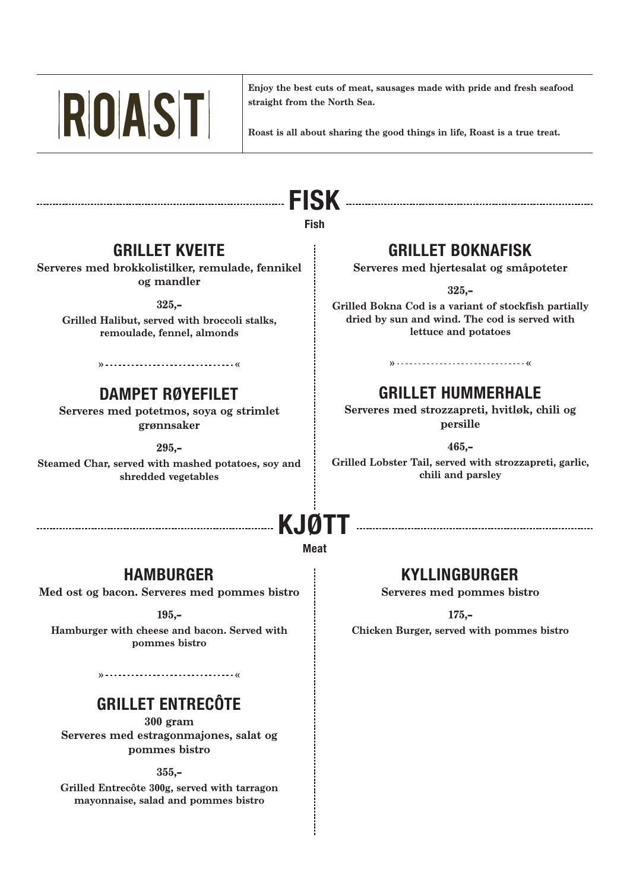# ROAST

**Enjoy the best cuts of meat, sausages made with pride and fresh seafood straight from the North Sea.**

**Roast is all about sharing the good things in life, Roast is a true treat.**

## FISK

**Fish**

### GRILLET KVEITE

**Serveres med brokkolistilker, remulade, fennikel og mandler**

**325,-**

**Grilled Halibut, served with broccoli stalks, remoulade, fennel, almonds**

### DAMPET RØYEFILET

**Serveres med potetmos, soya og strimlet grønnsaker**

**295,-**

**Steamed Char, served with mashed potatoes, soy and shredded vegetables**

### GRILLET BOKNAFISK

**Serveres med hjertesalat og småpoteter**

**325,-**

**Grilled Bokna Cod is a variant of stockfish partially dried by sun and wind. The cod is served with lettuce and potatoes**

### GRILLET HUMMERHALE

**Serveres med strozzapreti, hvitløk, chili og persille**

**465,-**

**Grilled Lobster Tail, served with strozzapreti, garlic, chili and parsley**

## KJØTT

**Meat**

### HAMBURGER

**Med ost og bacon. Serveres med pommes bistro**

**195,-**

**Hamburger with cheese and bacon. Served with pommes bistro**

### GRILLET ENTRECÔTE

**300 gram**

**Serveres med estragonmajones, salat og pommes bistro**

**355,-**

**Grilled Entrecôte 300g, served with tarragon mayonnaise, salad and pommes bistro**

### KYLLINGBURGER

**Serveres med pommes bistro**

**175,-**

**Chicken Burger, served with pommes bistro**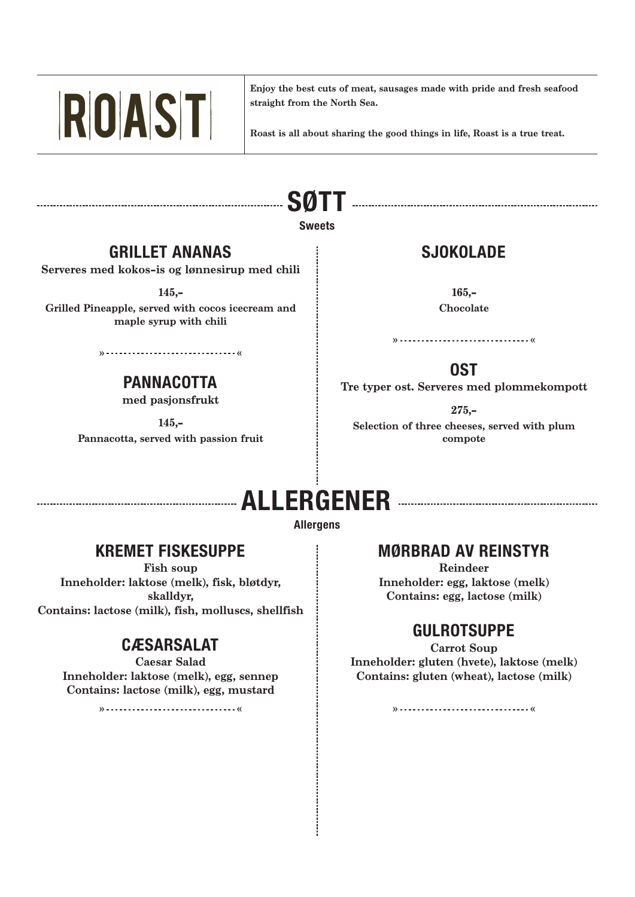# ROAST

**Enjoy the best cuts of meat, sausages made with pride and fresh seafood straight from the North Sea.**

**Roast is all about sharing the good things in life, Roast is a true treat.**

## SØTT

**Sweets**

### GRILLET ANANAS

**Serveres med kokos-is og lønnesirup med chili**

**145,-**

**Grilled Pineapple, served with cocos icecream and maple syrup with chili**

### PANNACOTTA

**med pasjonsfrukt**

**145,-**

**Pannacotta, served with passion fruit**

### SJOKOLADE

**165,-**

**Chocolate**

### OST

**Tre typer ost. Serveres med plommekompott**

**275,-**

**Selection of three cheeses, served with plum compote**

## ALLERGENER

**Allergens**

### KREMET FISKESUPPE

**Fish soup**
**Inneholder: laktose (melk), fisk, bløtdyr, skalldyr,**
**Contains: lactose (milk), fish, molluscs, shellfish**

### CÆSARSALAT

**Caesar Salad**
**Inneholder: laktose (melk), egg, sennep**
**Contains: lactose (milk), egg, mustard**

### MØRBRAD AV REINSTYR

**Reindeer**
**Inneholder: egg, laktose (melk)**
**Contains: egg, lactose (milk)**

### GULROTSUPPE

**Carrot Soup**
**Inneholder: gluten (hvete), laktose (melk)**
**Contains: gluten (wheat), lactose (milk)**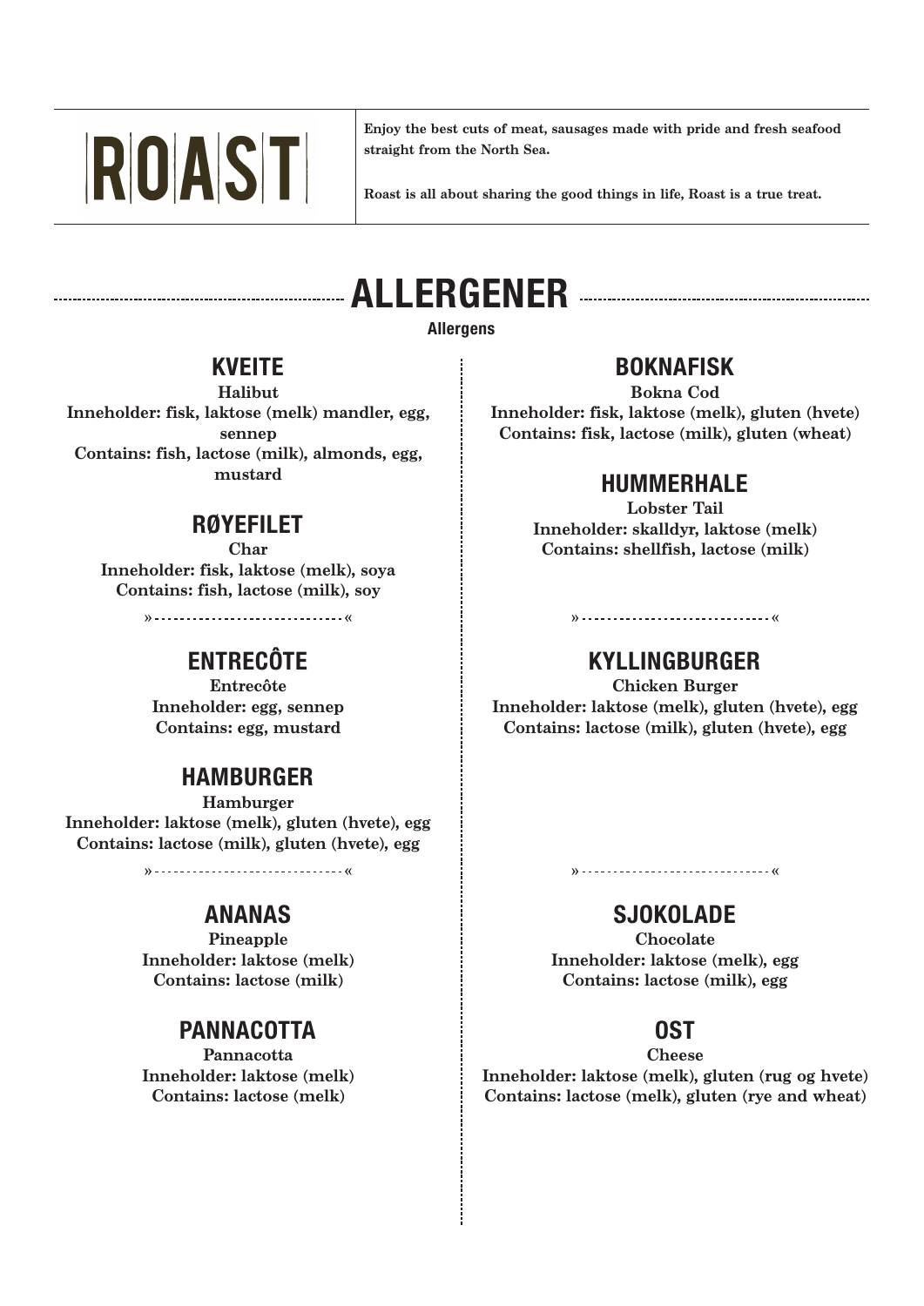# ROAST

**Enjoy the best cuts of meat, sausages made with pride and fresh seafood straight from the North Sea.**

**Roast is all about sharing the good things in life, Roast is a true treat.**

## ALLERGENER

**Allergens**

### KVEITE

**Halibut**
**Inneholder: fisk, laktose (melk) mandler, egg, sennep**
**Contains: fish, lactose (milk), almonds, egg, mustard**

### RØYEFILET

**Char**
**Inneholder: fisk, laktose (melk), soya**
**Contains: fish, lactose (milk), soy**

### ENTRECÔTE

**Entrecôte**
**Inneholder: egg, sennep**
**Contains: egg, mustard**

### HAMBURGER

**Hamburger**
**Inneholder: laktose (melk), gluten (hvete), egg**
**Contains: lactose (milk), gluten (hvete), egg**

### ANANAS

**Pineapple**
**Inneholder: laktose (melk)**
**Contains: lactose (milk)**

### PANNACOTTA

**Pannacotta**
**Inneholder: laktose (melk)**
**Contains: lactose (melk)**

### BOKNAFISK

**Bokna Cod**
**Inneholder: fisk, laktose (melk), gluten (hvete)**
**Contains: fisk, lactose (milk), gluten (wheat)**

### HUMMERHALE

**Lobster Tail**
**Inneholder: skalldyr, laktose (melk)**
**Contains: shellfish, lactose (milk)**

### KYLLINGBURGER

**Chicken Burger**
**Inneholder: laktose (melk), gluten (hvete), egg**
**Contains: lactose (milk), gluten (hvete), egg**

### SJOKOLADE

**Chocolate**
**Inneholder: laktose (melk), egg**
**Contains: lactose (milk), egg**

### OST

**Cheese**
**Inneholder: laktose (melk), gluten (rug og hvete)**
**Contains: lactose (melk), gluten (rye and wheat)**